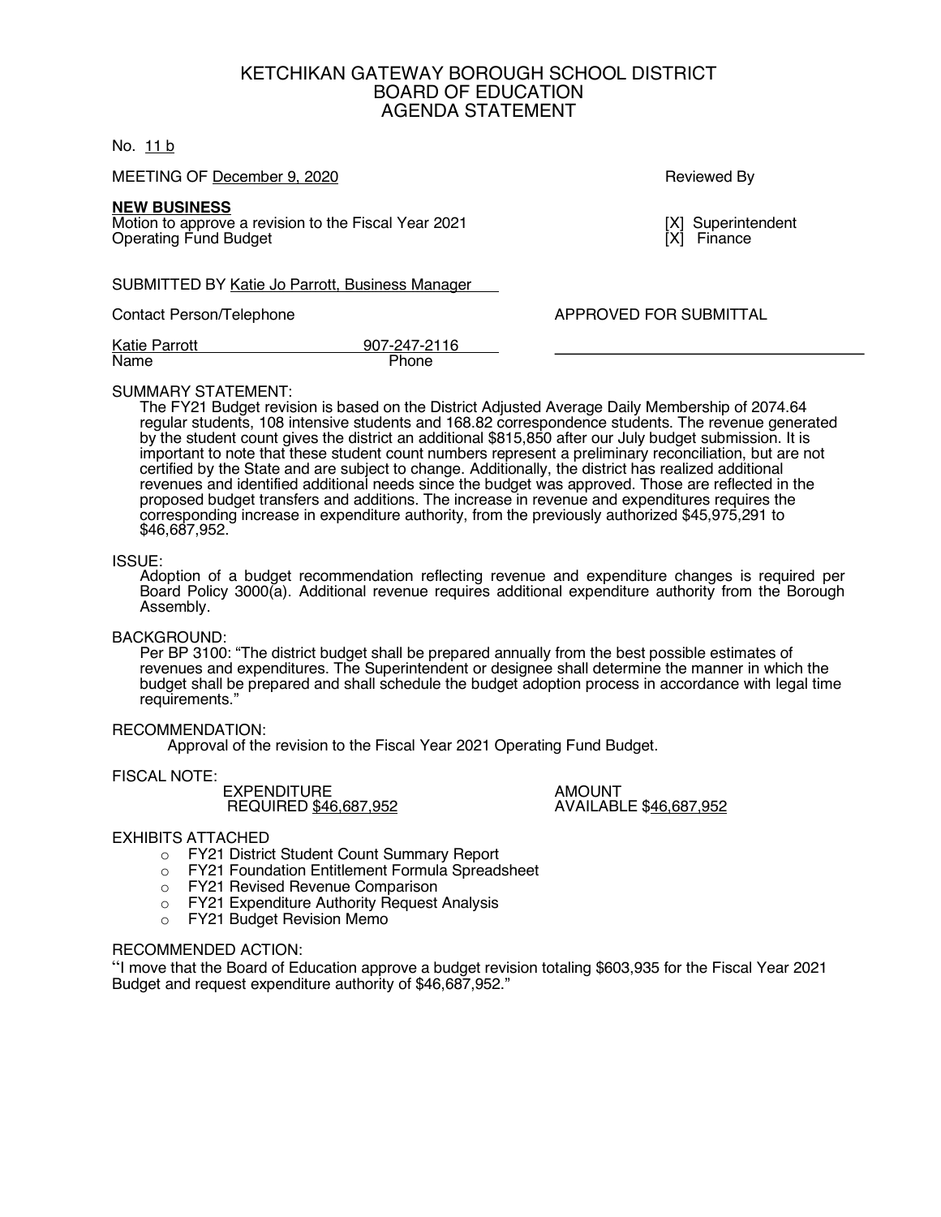# KETCHIKAN GATEWAY BOROUGH SCHOOL DISTRICT
## BOARD OF EDUCATION
## AGENDA STATEMENT

No. 11 b

MEETING OF December 9, 2020

Reviewed By

**NEW BUSINESS**
Motion to approve a revision to the Fiscal Year 2021 Operating Fund Budget

[X] Superintendent
[X] Finance

SUBMITTED BY Katie Jo Parrott, Business Manager

Contact Person/Telephone

APPROVED FOR SUBMITTAL

| Katie Parrott | 907-247-2116 |
|---|---|
| Name | Phone |

SUMMARY STATEMENT:
The FY21 Budget revision is based on the District Adjusted Average Daily Membership of 2074.64 regular students, 108 intensive students and 168.82 correspondence students. The revenue generated by the student count gives the district an additional $815,850 after our July budget submission. It is important to note that these student count numbers represent a preliminary reconciliation, but are not certified by the State and are subject to change. Additionally, the district has realized additional revenues and identified additional needs since the budget was approved. Those are reflected in the proposed budget transfers and additions. The increase in revenue and expenditures requires the corresponding increase in expenditure authority, from the previously authorized $45,975,291 to $46,687,952.

ISSUE:
Adoption of a budget recommendation reflecting revenue and expenditure changes is required per Board Policy 3000(a). Additional revenue requires additional expenditure authority from the Borough Assembly.

BACKGROUND:
Per BP 3100: "The district budget shall be prepared annually from the best possible estimates of revenues and expenditures. The Superintendent or designee shall determine the manner in which the budget shall be prepared and shall schedule the budget adoption process in accordance with legal time requirements."

RECOMMENDATION:
Approval of the revision to the Fiscal Year 2021 Operating Fund Budget.

FISCAL NOTE:

| EXPENDITURE | AMOUNT |
|---|---|
| REQUIRED $46,687,952 | AVAILABLE $46,687,952 |

EXHIBITS ATTACHED
- FY21 District Student Count Summary Report
- FY21 Foundation Entitlement Formula Spreadsheet
- FY21 Revised Revenue Comparison
- FY21 Expenditure Authority Request Analysis
- FY21 Budget Revision Memo

RECOMMENDED ACTION:
"I move that the Board of Education approve a budget revision totaling $603,935 for the Fiscal Year 2021 Budget and request expenditure authority of $46,687,952."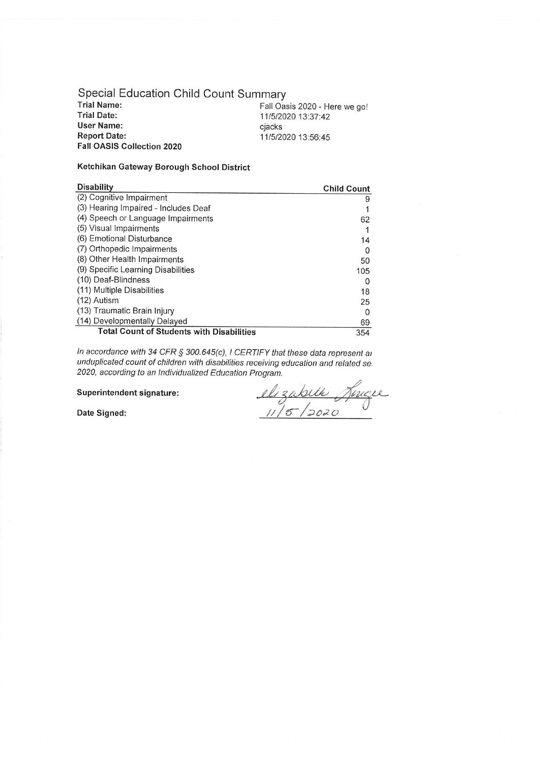# Special Education Child Count Summary

**Trial Name:** Fall Oasis 2020 - Here we go!
**Trial Date:** 11/5/2020 13:37:42
**User Name:** cjacks
**Report Date:** 11/5/2020 13:56:45
**Fall OASIS Collection 2020**

**Ketchikan Gateway Borough School District**

| Disability | Child Count |
|---|---|
| (2) Cognitive Impairment | 9 |
| (3) Hearing Impaired - Includes Deaf | 1 |
| (4) Speech or Language Impairments | 62 |
| (5) Visual Impairments | 1 |
| (6) Emotional Disturbance | 14 |
| (7) Orthopedic Impairments | 0 |
| (8) Other Health Impairments | 50 |
| (9) Specific Learning Disabilities | 105 |
| (10) Deaf-Blindness | 0 |
| (11) Multiple Disabilities | 18 |
| (12) Autism | 25 |
| (13) Traumatic Brain Injury | 0 |
| (14) Developmentally Delayed | 69 |
| **Total Count of Students with Disabilities** | 354 |

*In accordance with 34 CFR § 300.645(c), I CERTIFY that these data represent an unduplicated count of children with disabilities receiving education and related se 2020, according to an Individualized Education Program.*

**Superintendent signature:** Elizabeth Lougee

**Date Signed:** 11/5/2020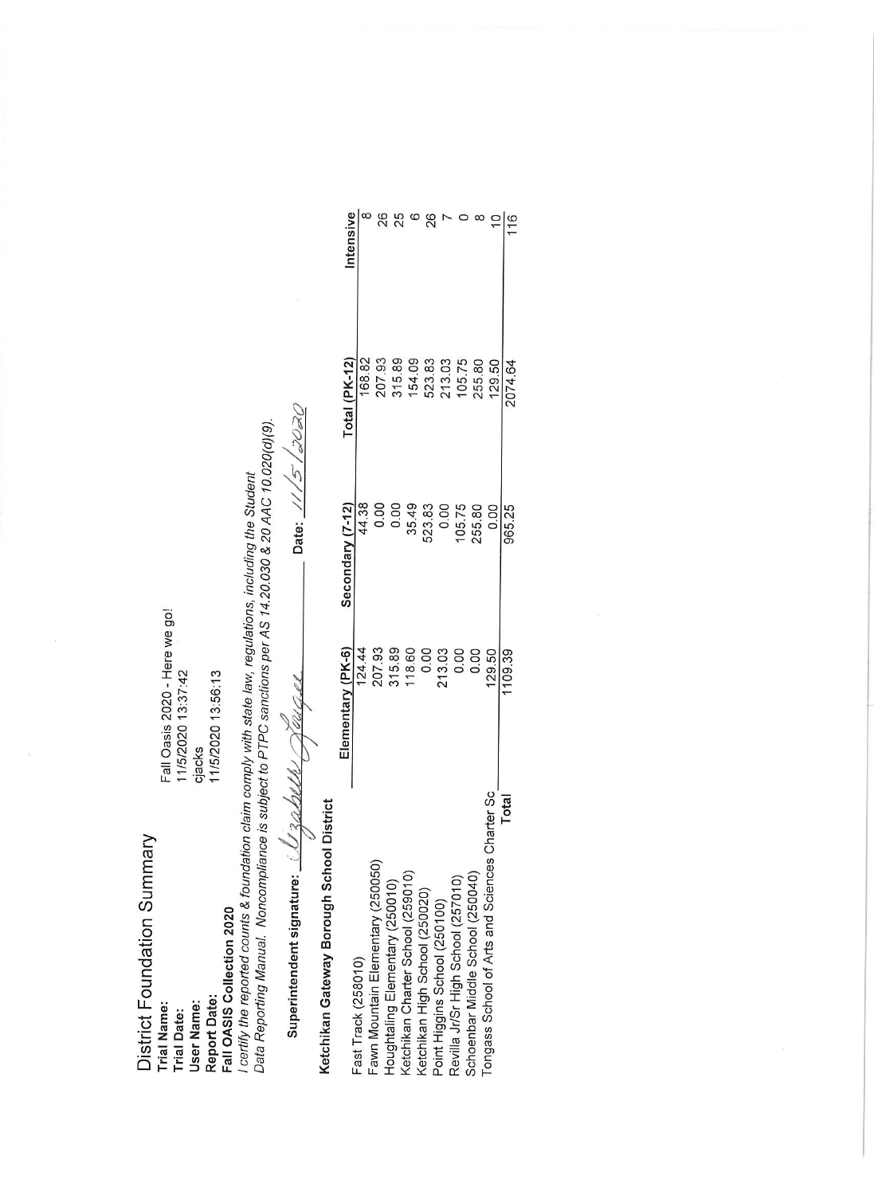# District Foundation Summary

**Trial Name:** Fall Oasis 2020 - Here we go!
**Trial Date:** 11/5/2020 13:37:42
**User Name:** cjacks
**Report Date:** 11/5/2020 13:56:13

**Fall OASIS Collection 2020**

*I certify the reported counts & foundation claim comply with state law, regulations, including the Student Data Reporting Manual. Noncompliance is subject to PTPC sanctions per AS 14.20.030 & 20 AAC 10.020(d)(9).*

**Superintendent signature:** Elizabeth Jaeger **Date:** 11/5/2020

## Ketchikan Gateway Borough School District

| | Elementary (PK-6) | Secondary (7-12) | Total (PK-12) | Intensive |
|---|---|---|---|---|
| Fast Track (258010) | 124.44 | 44.38 | 168.82 | 8 |
| Fawn Mountain Elementary (250050) | 207.93 | 0.00 | 207.93 | 26 |
| Houghtaling Elementary (250010) | 315.89 | 0.00 | 315.89 | 25 |
| Ketchikan Charter School (259010) | 118.60 | 35.49 | 154.09 | 6 |
| Ketchikan High School (250020) | 0.00 | 523.83 | 523.83 | 26 |
| Point Higgins School (250100) | 213.03 | 0.00 | 213.03 | 7 |
| Revilla Jr/Sr High School (257010) | 0.00 | 105.75 | 105.75 | 0 |
| Schoenbar Middle School (250040) | 0.00 | 255.80 | 255.80 | 8 |
| Tongass School of Arts and Sciences Charter Sc | 129.50 | 0.00 | 129.50 | 10 |
| **Total** | 1109.39 | 965.25 | 2074.64 | 116 |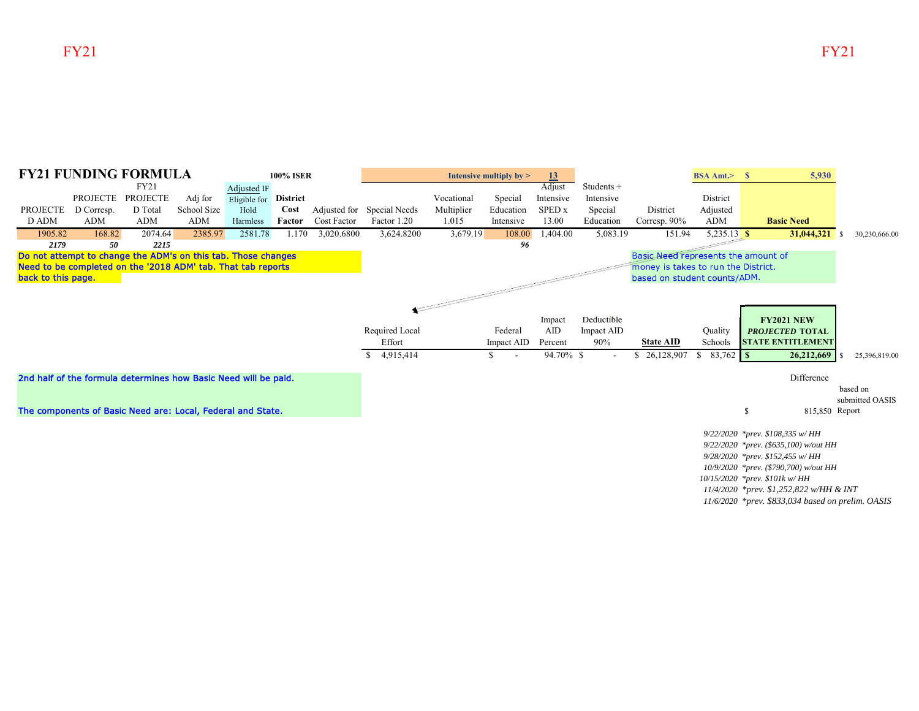# FY21 FUNDING FORMULA

**100% ISER**

**Intensive multiply by >** 13

**BSA Amt.>** $ 5,930

| PROJECTED ADM | PROJECTED Corresp. ADM | FY21 PROJECTED Total ADM | Adj for School Size ADM | Adjusted IF Eligible for Hold Harmless | District Cost Factor | Adjusted for Cost Factor | Special Needs Factor 1.20 | Vocational Multiplier 1.015 | Special Education Intensive | Adjust Intensive SPED x 13.00 | Students + Intensive Special Education | District Corresp. 90% | District Adjusted ADM | Basic Need | |
|---|---|---|---|---|---|---|---|---|---|---|---|---|---|---|---|
| 1905.82 | 168.82 | 2074.64 | 2385.97 | 2581.78 | 1.170 | 3,020.6800 | 3,624.8200 | 3,679.19 | 108.00 | 1,404.00 | 5,083.19 | 151.94 | 5,235.13 | $ 31,044,321 | $ 30,230,666.00 |
| *2179* | *50* | *2215* | | | | | | | *96* | | | | | | |

Do not attempt to change the ADM's on this tab. Those changes Need to be completed on the '2018 ADM' tab. That tab reports back to this page.

Basic Need represents the amount of money is takes to run the District. based on student counts/ADM.

| Required Local Effort | Federal Impact AID | Impact AID Percent | Deductible Impact AID 90% | State AID | Quality Schools | FY2021 NEW *PROJECTED* TOTAL STATE ENTITLEMENT | |
|---|---|---|---|---|---|---|---|
| $ 4,915,414 | $ - | 94.70% | $ - | $ 26,128,907 | $ 83,762 | $ 26,212,669 | $ 25,396,819.00 |

2nd half of the formula determines how Basic Need will be paid.

The components of Basic Need are: Local, Federal and State.

Difference

$ 815,850 based on submitted OASIS Report

*9/22/2020 *prev. $108,335 w/ HH*
*9/22/2020 *prev. ($635,100) w/out HH*
*9/28/2020 *prev. $152,455 w/ HH*
*10/9/2020 *prev. ($790,700) w/out HH*
*10/15/2020 *prev. $101k w/ HH*
*11/4/2020 *prev. $1,252,822 w/HH & INT*
*11/6/2020 *prev. $833,034 based on prelim. OASIS*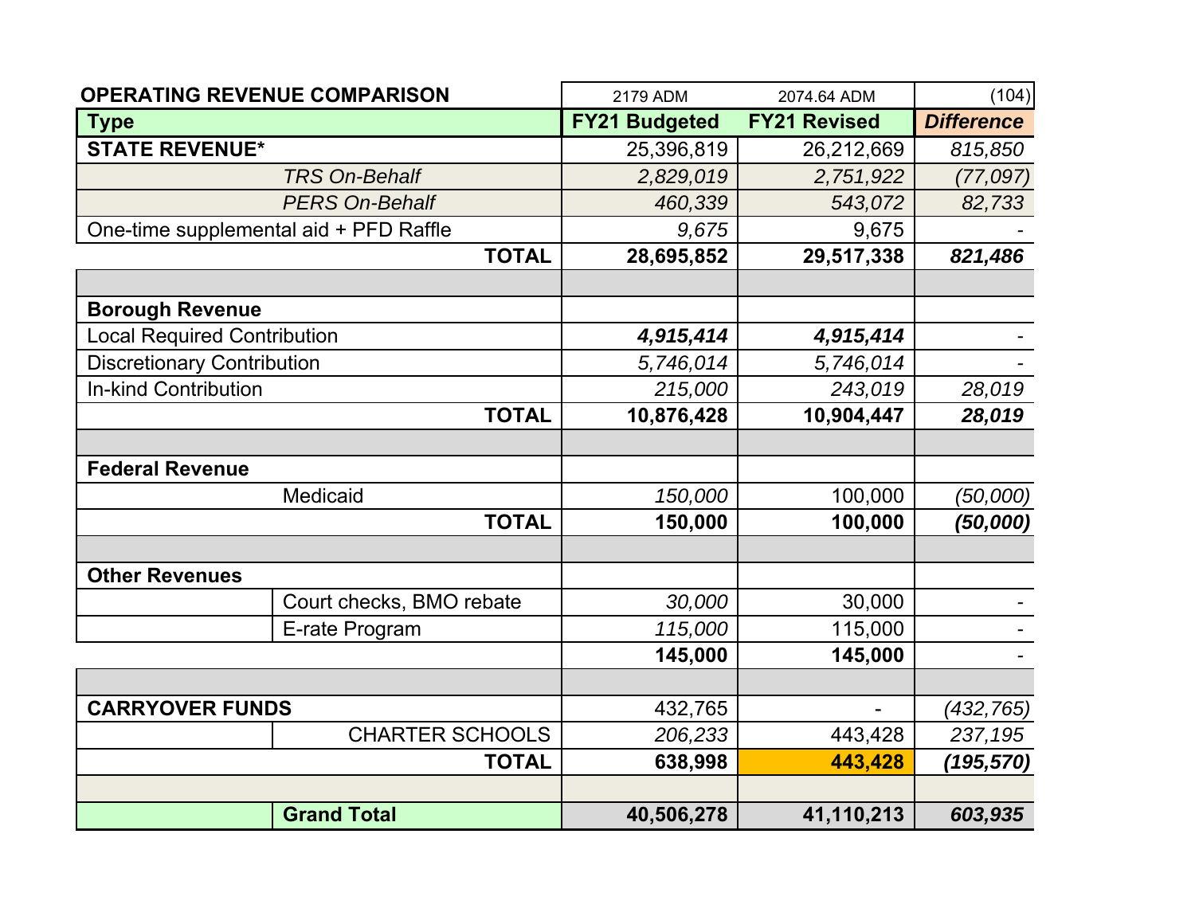| OPERATING REVENUE COMPARISON | 2179 ADM | 2074.64 ADM | (104) |
|---|---|---|---|
| **Type** | **FY21 Budgeted** | **FY21 Revised** | ***Difference*** |
| **STATE REVENUE*** | 25,396,819 | 26,212,669 | *815,850* |
| *TRS On-Behalf* | *2,829,019* | *2,751,922* | *(77,097)* |
| *PERS On-Behalf* | *460,339* | *543,072* | *82,733* |
| One-time supplemental aid + PFD Raffle | *9,675* | 9,675 | - |
| **TOTAL** | **28,695,852** | **29,517,338** | ***821,486*** |
| | | | |
| **Borough Revenue** | | | |
| Local Required Contribution | ***4,915,414*** | ***4,915,414*** | - |
| Discretionary Contribution | *5,746,014* | *5,746,014* | - |
| In-kind Contribution | *215,000* | *243,019* | *28,019* |
| **TOTAL** | **10,876,428** | **10,904,447** | ***28,019*** |
| | | | |
| **Federal Revenue** | | | |
| Medicaid | *150,000* | 100,000 | *(50,000)* |
| **TOTAL** | **150,000** | **100,000** | ***(50,000)*** |
| | | | |
| **Other Revenues** | | | |
| Court checks, BMO rebate | *30,000* | 30,000 | - |
| E-rate Program | *115,000* | 115,000 | - |
| | **145,000** | **145,000** | - |
| | | | |
| **CARRYOVER FUNDS** | 432,765 | - | *(432,765)* |
| CHARTER SCHOOLS | *206,233* | 443,428 | *237,195* |
| **TOTAL** | **638,998** | **443,428** | ***(195,570)*** |
| | | | |
| **Grand Total** | **40,506,278** | **41,110,213** | ***603,935*** |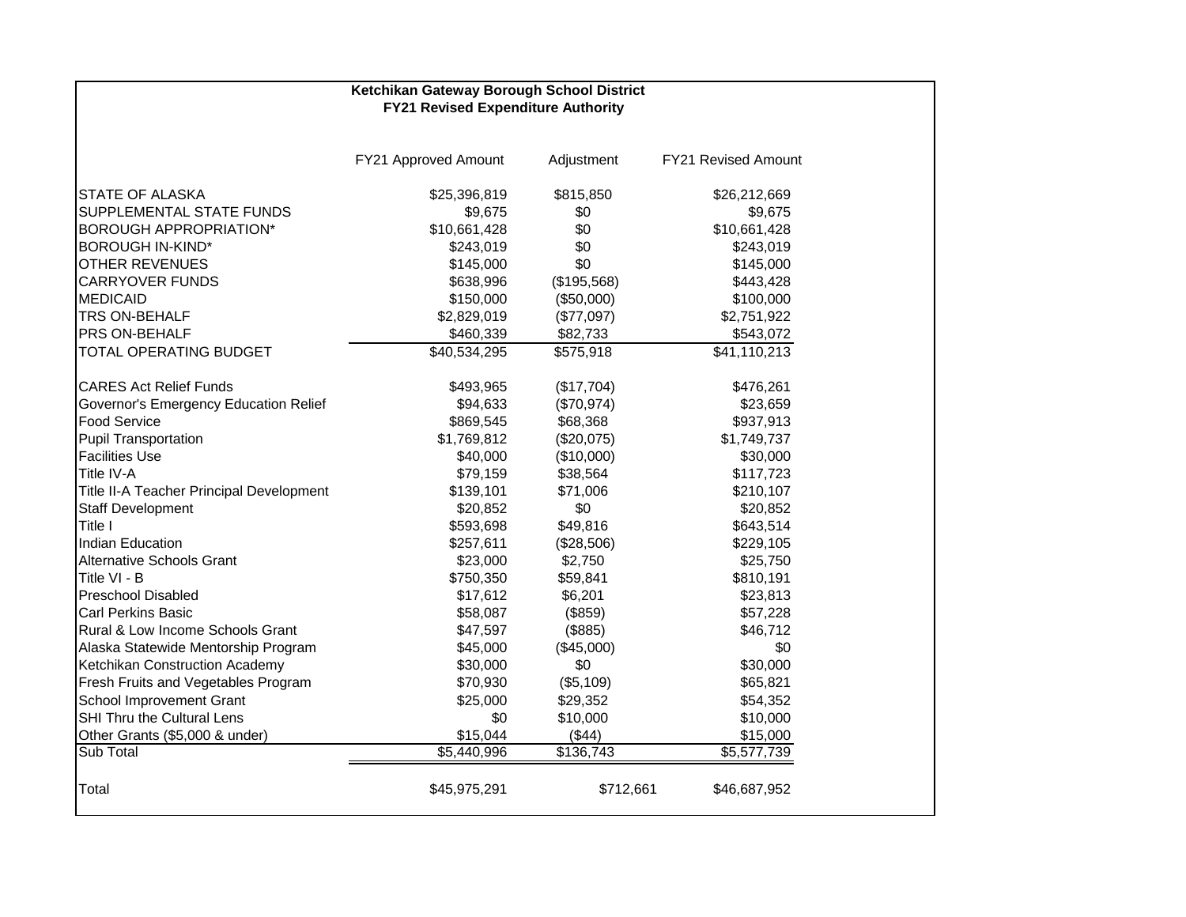**Ketchikan Gateway Borough School District**
**FY21 Revised Expenditure Authority**

| | FY21 Approved Amount | Adjustment | FY21 Revised Amount |
|---|---|---|---|
| STATE OF ALASKA | $25,396,819 | $815,850 | $26,212,669 |
| SUPPLEMENTAL STATE FUNDS | $9,675 | $0 | $9,675 |
| BOROUGH APPROPRIATION* | $10,661,428 | $0 | $10,661,428 |
| BOROUGH IN-KIND* | $243,019 | $0 | $243,019 |
| OTHER REVENUES | $145,000 | $0 | $145,000 |
| CARRYOVER FUNDS | $638,996 | ($195,568) | $443,428 |
| MEDICAID | $150,000 | ($50,000) | $100,000 |
| TRS ON-BEHALF | $2,829,019 | ($77,097) | $2,751,922 |
| PRS ON-BEHALF | $460,339 | $82,733 | $543,072 |
| TOTAL OPERATING BUDGET | $40,534,295 | $575,918 | $41,110,213 |
| | | | |
| CARES Act Relief Funds | $493,965 | ($17,704) | $476,261 |
| Governor's Emergency Education Relief | $94,633 | ($70,974) | $23,659 |
| Food Service | $869,545 | $68,368 | $937,913 |
| Pupil Transportation | $1,769,812 | ($20,075) | $1,749,737 |
| Facilities Use | $40,000 | ($10,000) | $30,000 |
| Title IV-A | $79,159 | $38,564 | $117,723 |
| Title II-A Teacher Principal Development | $139,101 | $71,006 | $210,107 |
| Staff Development | $20,852 | $0 | $20,852 |
| Title I | $593,698 | $49,816 | $643,514 |
| Indian Education | $257,611 | ($28,506) | $229,105 |
| Alternative Schools Grant | $23,000 | $2,750 | $25,750 |
| Title VI - B | $750,350 | $59,841 | $810,191 |
| Preschool Disabled | $17,612 | $6,201 | $23,813 |
| Carl Perkins Basic | $58,087 | ($859) | $57,228 |
| Rural & Low Income Schools Grant | $47,597 | ($885) | $46,712 |
| Alaska Statewide Mentorship Program | $45,000 | ($45,000) | $0 |
| Ketchikan Construction Academy | $30,000 | $0 | $30,000 |
| Fresh Fruits and Vegetables Program | $70,930 | ($5,109) | $65,821 |
| School Improvement Grant | $25,000 | $29,352 | $54,352 |
| SHI Thru the Cultural Lens | $0 | $10,000 | $10,000 |
| Other Grants ($5,000 & under) | $15,044 | ($44) | $15,000 |
| Sub Total | $5,440,996 | $136,743 | $5,577,739 |
| | | | |
| Total | $45,975,291 | $712,661 | $46,687,952 |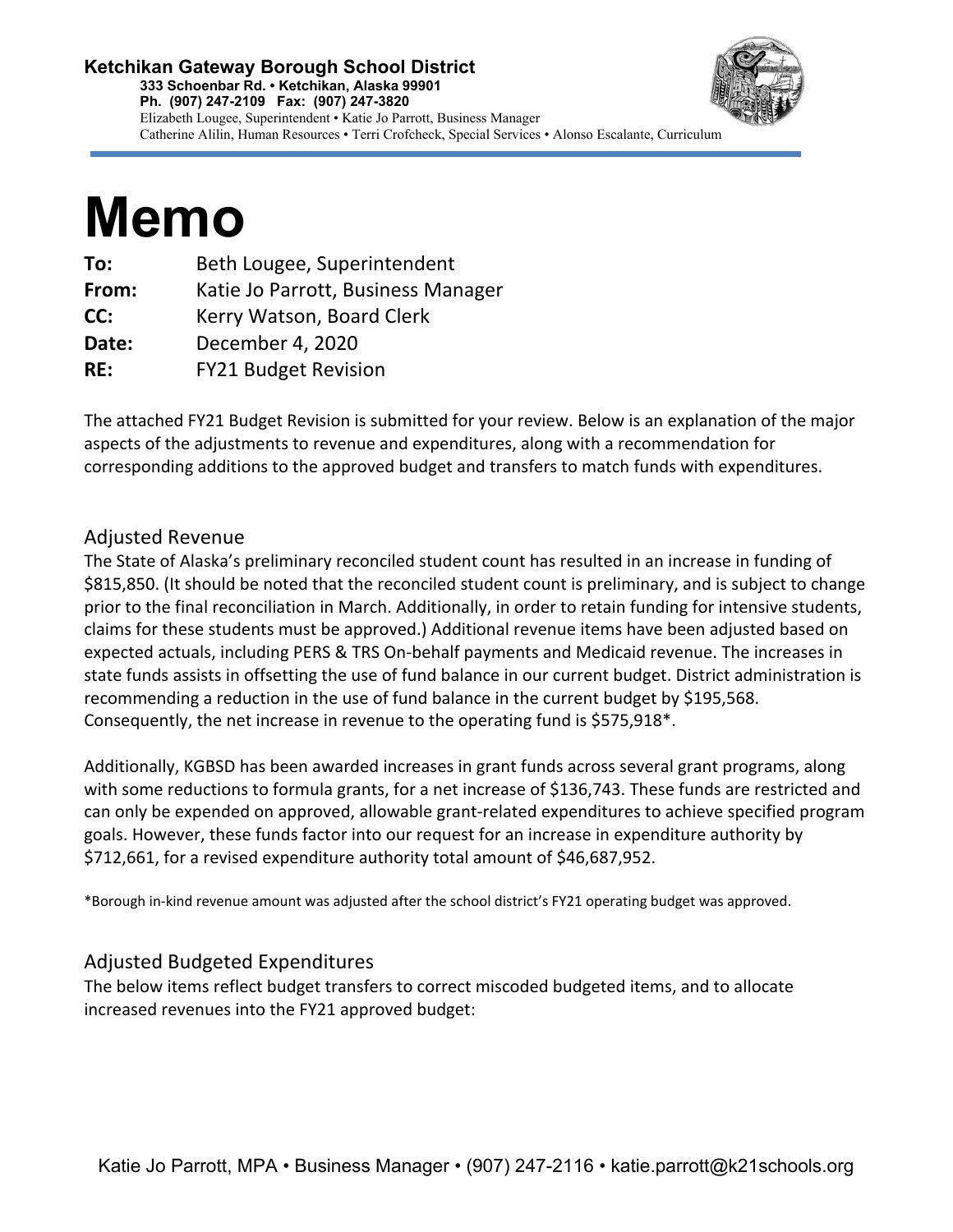**Ketchikan Gateway Borough School District**
**333 Schoenbar Rd. • Ketchikan, Alaska 99901**
**Ph. (907) 247-2109 Fax: (907) 247-3820**
Elizabeth Lougee, Superintendent • Katie Jo Parrott, Business Manager
Catherine Alilin, Human Resources • Terri Crofcheck, Special Services • Alonso Escalante, Curriculum

# Memo

**To:** Beth Lougee, Superintendent
**From:** Katie Jo Parrott, Business Manager
**CC:** Kerry Watson, Board Clerk
**Date:** December 4, 2020
**RE:** FY21 Budget Revision

The attached FY21 Budget Revision is submitted for your review. Below is an explanation of the major aspects of the adjustments to revenue and expenditures, along with a recommendation for corresponding additions to the approved budget and transfers to match funds with expenditures.

## Adjusted Revenue

The State of Alaska's preliminary reconciled student count has resulted in an increase in funding of $815,850. (It should be noted that the reconciled student count is preliminary, and is subject to change prior to the final reconciliation in March. Additionally, in order to retain funding for intensive students, claims for these students must be approved.) Additional revenue items have been adjusted based on expected actuals, including PERS & TRS On-behalf payments and Medicaid revenue. The increases in state funds assists in offsetting the use of fund balance in our current budget. District administration is recommending a reduction in the use of fund balance in the current budget by $195,568. Consequently, the net increase in revenue to the operating fund is $575,918*.

Additionally, KGBSD has been awarded increases in grant funds across several grant programs, along with some reductions to formula grants, for a net increase of $136,743. These funds are restricted and can only be expended on approved, allowable grant-related expenditures to achieve specified program goals. However, these funds factor into our request for an increase in expenditure authority by $712,661, for a revised expenditure authority total amount of $46,687,952.

*Borough in-kind revenue amount was adjusted after the school district's FY21 operating budget was approved.

## Adjusted Budgeted Expenditures

The below items reflect budget transfers to correct miscoded budgeted items, and to allocate increased revenues into the FY21 approved budget:

Katie Jo Parrott, MPA • Business Manager • (907) 247-2116 • katie.parrott@k21schools.org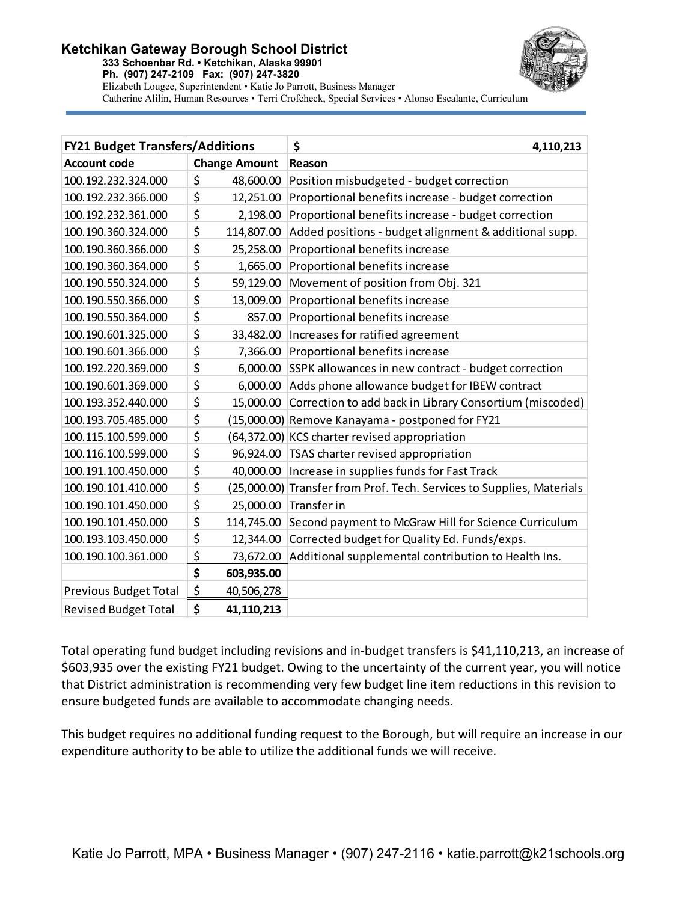**Ketchikan Gateway Borough School District**
**333 Schoenbar Rd. • Ketchikan, Alaska 99901**
**Ph. (907) 247-2109 Fax: (907) 247-3820**
Elizabeth Lougee, Superintendent • Katie Jo Parrott, Business Manager
Catherine Alilin, Human Resources • Terri Crofcheck, Special Services • Alonso Escalante, Curriculum

| **FY21 Budget Transfers/Additions** | | **$ 4,110,213** |
|---|---|---|
| **Account code** | **Change Amount** | **Reason** |
| 100.192.232.324.000 | $ 48,600.00 | Position misbudgeted - budget correction |
| 100.192.232.366.000 | $ 12,251.00 | Proportional benefits increase - budget correction |
| 100.192.232.361.000 | $ 2,198.00 | Proportional benefits increase - budget correction |
| 100.190.360.324.000 | $ 114,807.00 | Added positions - budget alignment & additional supp. |
| 100.190.360.366.000 | $ 25,258.00 | Proportional benefits increase |
| 100.190.360.364.000 | $ 1,665.00 | Proportional benefits increase |
| 100.190.550.324.000 | $ 59,129.00 | Movement of position from Obj. 321 |
| 100.190.550.366.000 | $ 13,009.00 | Proportional benefits increase |
| 100.190.550.364.000 | $ 857.00 | Proportional benefits increase |
| 100.190.601.325.000 | $ 33,482.00 | Increases for ratified agreement |
| 100.190.601.366.000 | $ 7,366.00 | Proportional benefits increase |
| 100.192.220.369.000 | $ 6,000.00 | SSPK allowances in new contract - budget correction |
| 100.190.601.369.000 | $ 6,000.00 | Adds phone allowance budget for IBEW contract |
| 100.193.352.440.000 | $ 15,000.00 | Correction to add back in Library Consortium (miscoded) |
| 100.193.705.485.000 | $ (15,000.00) | Remove Kanayama - postponed for FY21 |
| 100.115.100.599.000 | $ (64,372.00) | KCS charter revised appropriation |
| 100.116.100.599.000 | $ 96,924.00 | TSAS charter revised appropriation |
| 100.191.100.450.000 | $ 40,000.00 | Increase in supplies funds for Fast Track |
| 100.190.101.410.000 | $ (25,000.00) | Transfer from Prof. Tech. Services to Supplies, Materials |
| 100.190.101.450.000 | $ 25,000.00 | Transfer in |
| 100.190.101.450.000 | $ 114,745.00 | Second payment to McGraw Hill for Science Curriculum |
| 100.193.103.450.000 | $ 12,344.00 | Corrected budget for Quality Ed. Funds/exps. |
| 100.190.100.361.000 | $ 73,672.00 | Additional supplemental contribution to Health Ins. |
| | **$ 603,935.00** | |
| Previous Budget Total | $ 40,506,278 | |
| Revised Budget Total | **$ 41,110,213** | |

Total operating fund budget including revisions and in-budget transfers is $41,110,213, an increase of $603,935 over the existing FY21 budget. Owing to the uncertainty of the current year, you will notice that District administration is recommending very few budget line item reductions in this revision to ensure budgeted funds are available to accommodate changing needs.

This budget requires no additional funding request to the Borough, but will require an increase in our expenditure authority to be able to utilize the additional funds we will receive.

Katie Jo Parrott, MPA • Business Manager • (907) 247-2116 • katie.parrott@k21schools.org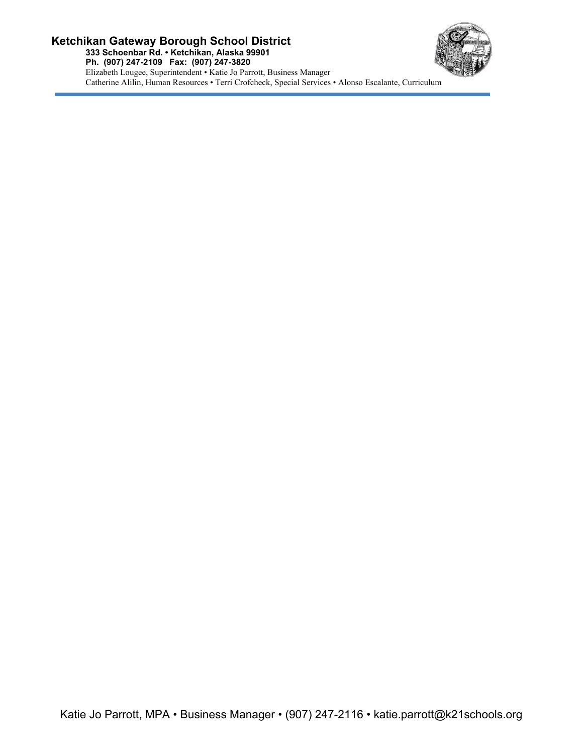**Ketchikan Gateway Borough School District**

**333 Schoenbar Rd. • Ketchikan, Alaska 99901**

**Ph. (907) 247-2109 Fax: (907) 247-3820**

Elizabeth Lougee, Superintendent • Katie Jo Parrott, Business Manager

Catherine Alilin, Human Resources • Terri Crofcheck, Special Services • Alonso Escalante, Curriculum

Katie Jo Parrott, MPA • Business Manager • (907) 247-2116 • katie.parrott@k21schools.org